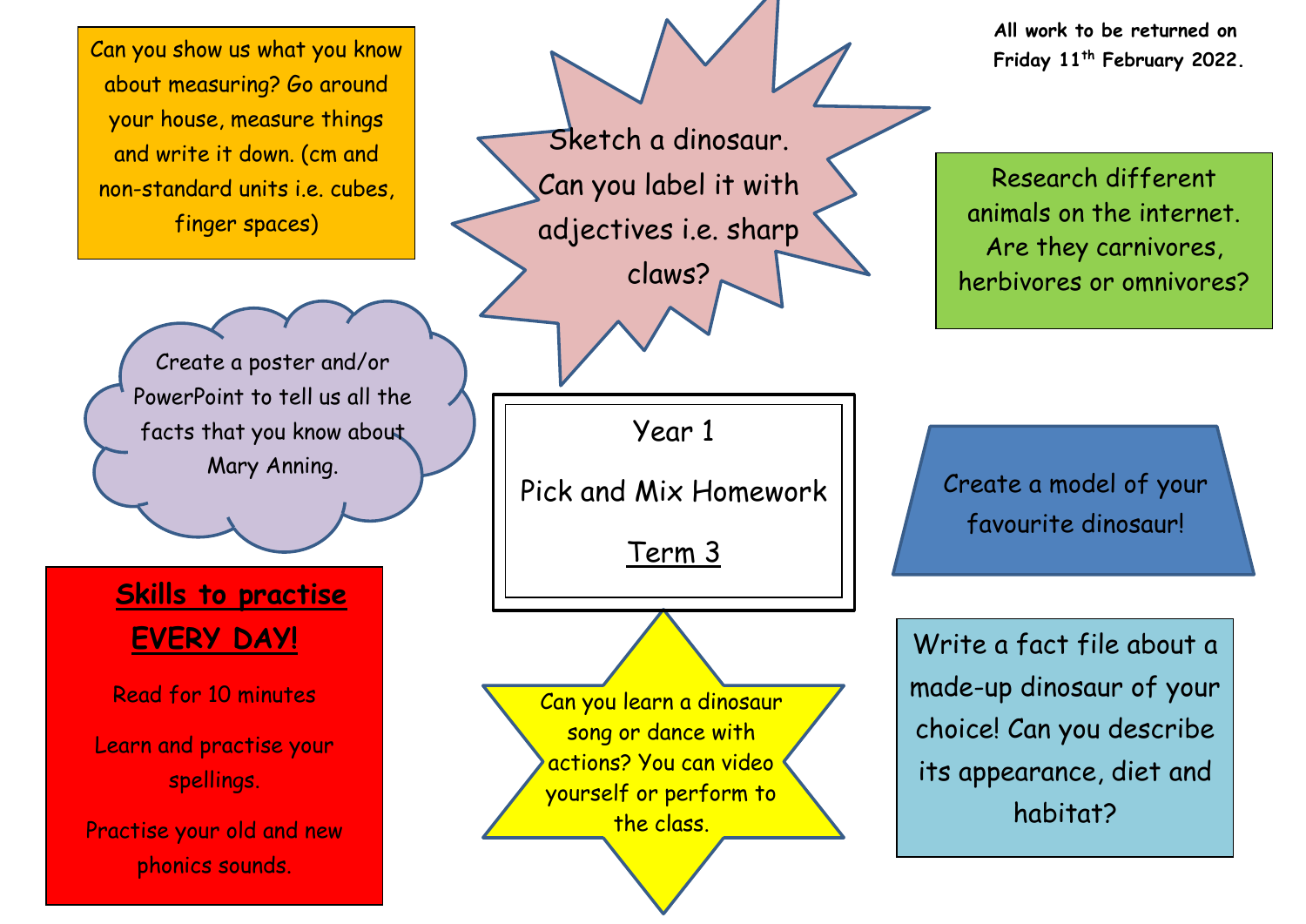# Year 1

# Pick and Mix Homework

## Term 3

**All work to be returned on Friday 11th February 2022.**

Can you show us what you know about measuring? Go around your house, measure things and write it down. (cm and non-standard units i.e. cubes, finger spaces)

Sketch a dinosaur. Can you label it with adjectives i.e. sharp claws?

Research different animals on the internet. Are they carnivores, herbivores or omnivores?

Create a poster and/or PowerPoint to tell us all the facts that you know about Mary Anning.

Create a model of your favourite dinosaur!

**Skills to practise EVERY DAY!**

Read for 10 minutes

Learn and practise your spellings.

Practise your old and new phonics sounds.

Can you learn a dinosaur song or dance with actions? You can video yourself or perform to the class.

Write a fact file about a made-up dinosaur of your choice! Can you describe its appearance, diet and habitat?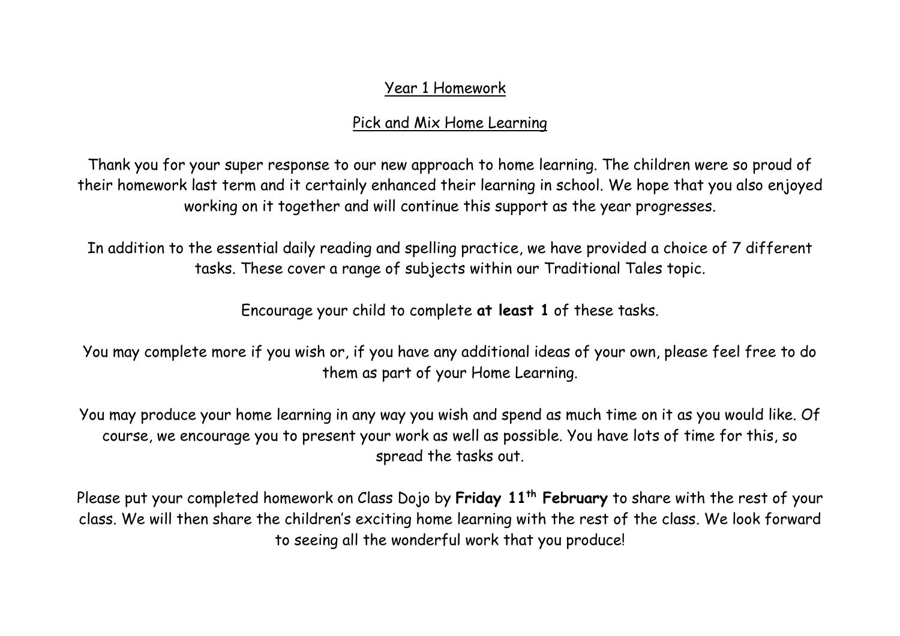## Year 1 Homework

## Pick and Mix Home Learning

Thank you for your super response to our new approach to home learning. The children were so proud of their homework last term and it certainly enhanced their learning in school. We hope that you also enjoyed working on it together and will continue this support as the year progresses.

In addition to the essential daily reading and spelling practice, we have provided a choice of 7 different tasks. These cover a range of subjects within our Traditional Tales topic.

Encourage your child to complete **at least 1** of these tasks.

You may complete more if you wish or, if you have any additional ideas of your own, please feel free to do them as part of your Home Learning.

You may produce your home learning in any way you wish and spend as much time on it as you would like. Of course, we encourage you to present your work as well as possible. You have lots of time for this, so spread the tasks out.

Please put your completed homework on Class Dojo by **Friday 11th February** to share with the rest of your class. We will then share the children's exciting home learning with the rest of the class. We look forward to seeing all the wonderful work that you produce!